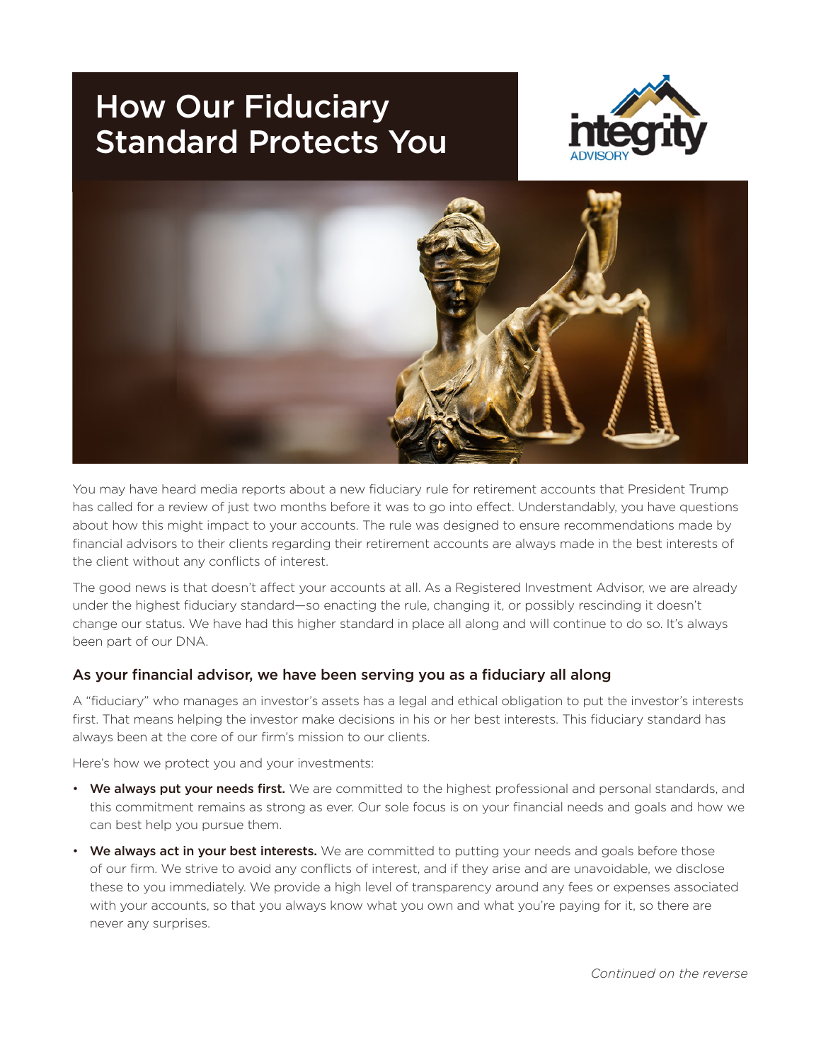# How Our Fiduciary Standard Protects You

integrity ADVISORY

You may have heard media reports about a new fiduciary rule for retirement accounts that President Trump has called for a review of just two months before it was to go into effect. Understandably, you have questions about how this might impact to your accounts. The rule was designed to ensure recommendations made by financial advisors to their clients regarding their retirement accounts are always made in the best interests of the client without any conflicts of interest.

The good news is that doesn't affect your accounts at all. As a Registered Investment Advisor, we are already under the highest fiduciary standard—so enacting the rule, changing it, or possibly rescinding it doesn't change our status. We have had this higher standard in place all along and will continue to do so. It's always been part of our DNA.

## As your financial advisor, we have been serving you as a fiduciary all along

A "fiduciary" who manages an investor's assets has a legal and ethical obligation to put the investor's interests first. That means helping the investor make decisions in his or her best interests. This fiduciary standard has always been at the core of our firm's mission to our clients.

Here's how we protect you and your investments:

- **We always put your needs first.** We are committed to the highest professional and personal standards, and this commitment remains as strong as ever. Our sole focus is on your financial needs and goals and how we can best help you pursue them.
- **We always act in your best interests.** We are committed to putting your needs and goals before those of our firm. We strive to avoid any conflicts of interest, and if they arise and are unavoidable, we disclose these to you immediately. We provide a high level of transparency around any fees or expenses associated with your accounts, so that you always know what you own and what you're paying for it, so there are never any surprises.

*Continued on the reverse*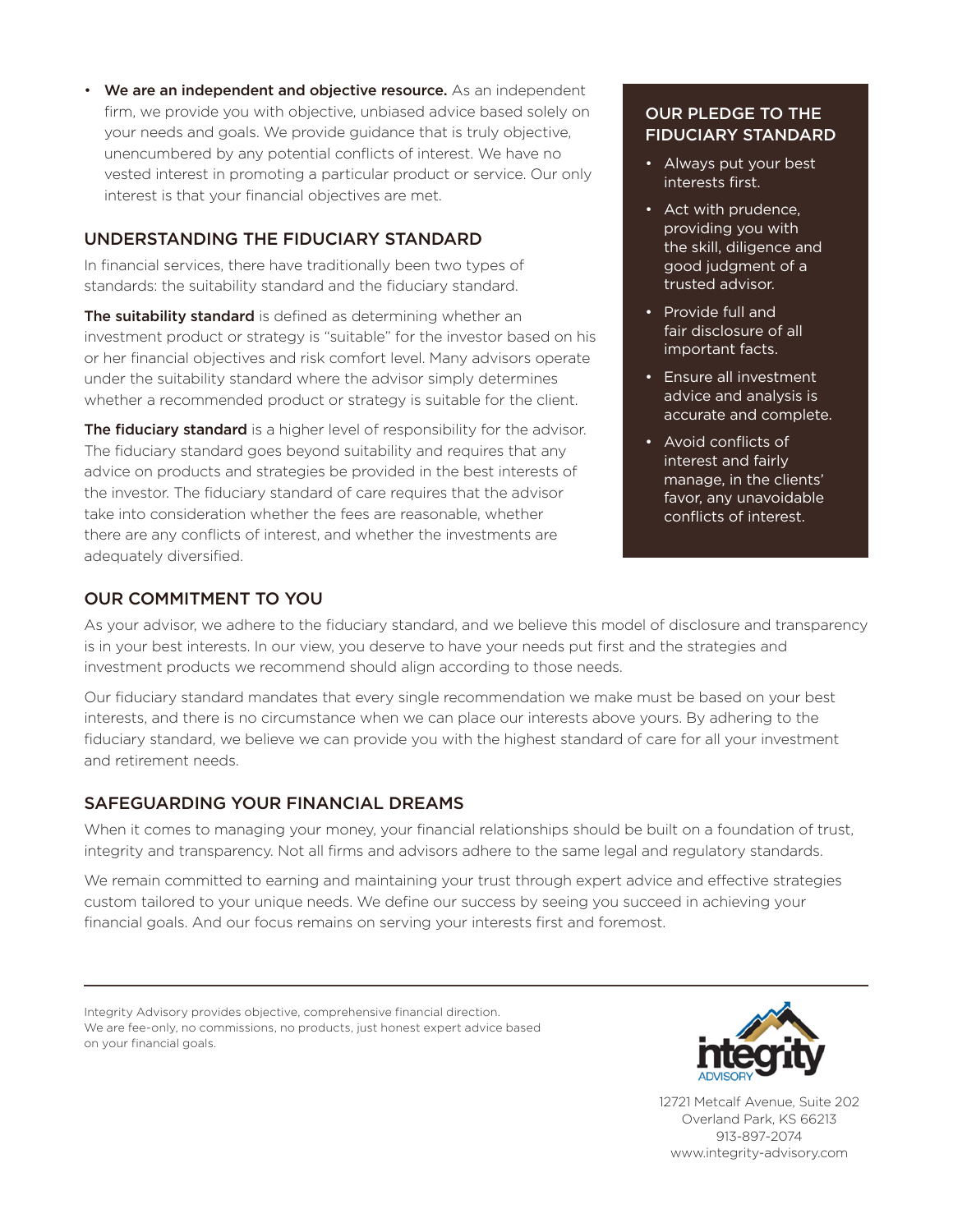- **We are an independent and objective resource.** As an independent firm, we provide you with objective, unbiased advice based solely on your needs and goals. We provide guidance that is truly objective, unencumbered by any potential conflicts of interest. We have no vested interest in promoting a particular product or service. Our only interest is that your financial objectives are met.

## UNDERSTANDING THE FIDUCIARY STANDARD

In financial services, there have traditionally been two types of standards: the suitability standard and the fiduciary standard.

**The suitability standard** is defined as determining whether an investment product or strategy is "suitable" for the investor based on his or her financial objectives and risk comfort level. Many advisors operate under the suitability standard where the advisor simply determines whether a recommended product or strategy is suitable for the client.

**The fiduciary standard** is a higher level of responsibility for the advisor. The fiduciary standard goes beyond suitability and requires that any advice on products and strategies be provided in the best interests of the investor. The fiduciary standard of care requires that the advisor take into consideration whether the fees are reasonable, whether there are any conflicts of interest, and whether the investments are adequately diversified.

## OUR PLEDGE TO THE FIDUCIARY STANDARD

- Always put your best interests first.
- Act with prudence, providing you with the skill, diligence and good judgment of a trusted advisor.
- Provide full and fair disclosure of all important facts.
- Ensure all investment advice and analysis is accurate and complete.
- Avoid conflicts of interest and fairly manage, in the clients' favor, any unavoidable conflicts of interest.

## OUR COMMITMENT TO YOU

As your advisor, we adhere to the fiduciary standard, and we believe this model of disclosure and transparency is in your best interests. In our view, you deserve to have your needs put first and the strategies and investment products we recommend should align according to those needs.

Our fiduciary standard mandates that every single recommendation we make must be based on your best interests, and there is no circumstance when we can place our interests above yours. By adhering to the fiduciary standard, we believe we can provide you with the highest standard of care for all your investment and retirement needs.

## SAFEGUARDING YOUR FINANCIAL DREAMS

When it comes to managing your money, your financial relationships should be built on a foundation of trust, integrity and transparency. Not all firms and advisors adhere to the same legal and regulatory standards.

We remain committed to earning and maintaining your trust through expert advice and effective strategies custom tailored to your unique needs. We define our success by seeing you succeed in achieving your financial goals. And our focus remains on serving your interests first and foremost.

---

Integrity Advisory provides objective, comprehensive financial direction. We are fee-only, no commissions, no products, just honest expert advice based on your financial goals.

integrity ADVISORY

12721 Metcalf Avenue, Suite 202
Overland Park, KS 66213
913-897-2074
www.integrity-advisory.com